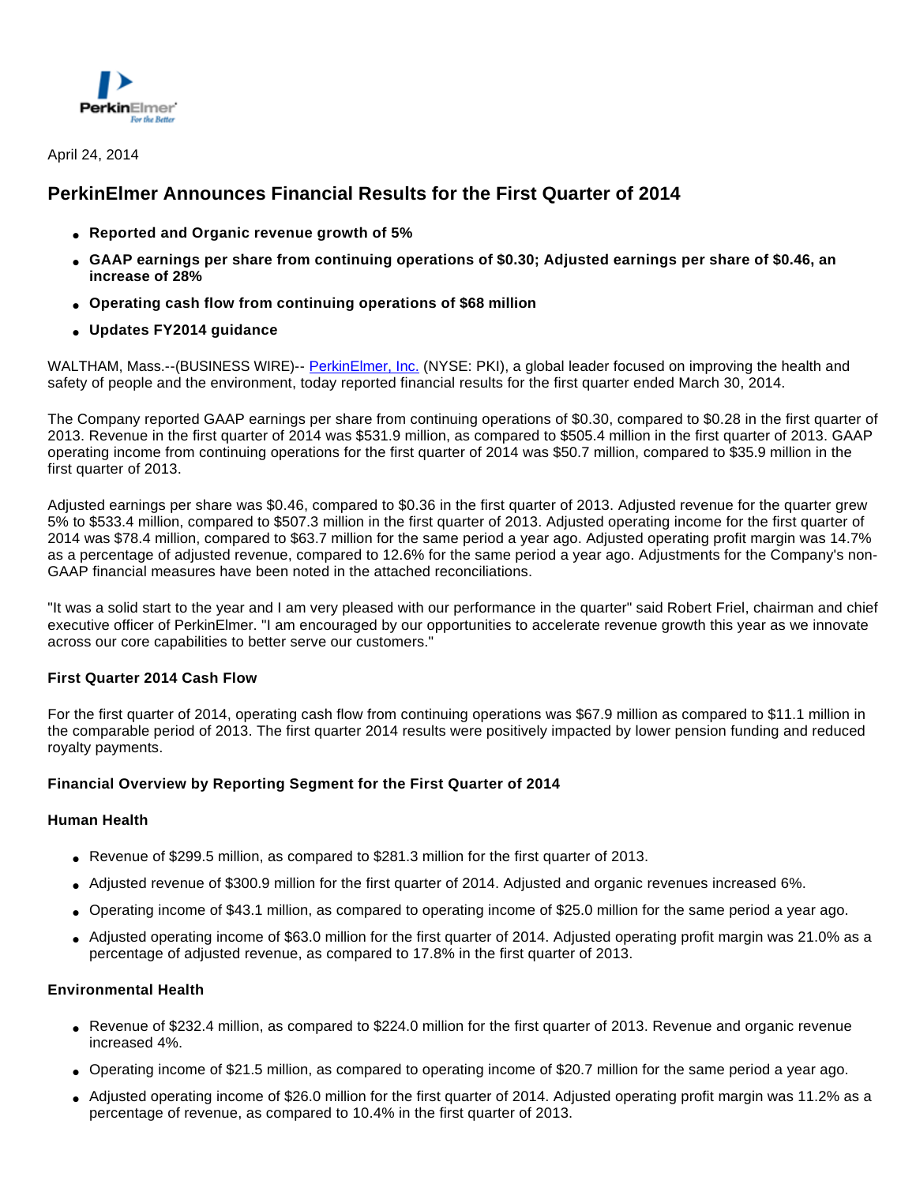April 24, 2014

# PerkinElmer Announces Financial Results for the First Quarter of 2014

- **Reported and Organic revenue growth of 5%**
- **GAAP earnings per share from continuing operations of $0.30; Adjusted earnings per share of $0.46, an increase of 28%**
- **Operating cash flow from continuing operations of $68 million**
- **Updates FY2014 guidance**

WALTHAM, Mass.--(BUSINESS WIRE)-- PerkinElmer, Inc. (NYSE: PKI), a global leader focused on improving the health and safety of people and the environment, today reported financial results for the first quarter ended March 30, 2014.

The Company reported GAAP earnings per share from continuing operations of $0.30, compared to $0.28 in the first quarter of 2013. Revenue in the first quarter of 2014 was $531.9 million, as compared to $505.4 million in the first quarter of 2013. GAAP operating income from continuing operations for the first quarter of 2014 was $50.7 million, compared to $35.9 million in the first quarter of 2013.

Adjusted earnings per share was $0.46, compared to $0.36 in the first quarter of 2013. Adjusted revenue for the quarter grew 5% to $533.4 million, compared to $507.3 million in the first quarter of 2013. Adjusted operating income for the first quarter of 2014 was $78.4 million, compared to $63.7 million for the same period a year ago. Adjusted operating profit margin was 14.7% as a percentage of adjusted revenue, compared to 12.6% for the same period a year ago. Adjustments for the Company's non-GAAP financial measures have been noted in the attached reconciliations.

"It was a solid start to the year and I am very pleased with our performance in the quarter" said Robert Friel, chairman and chief executive officer of PerkinElmer. "I am encouraged by our opportunities to accelerate revenue growth this year as we innovate across our core capabilities to better serve our customers."

### First Quarter 2014 Cash Flow

For the first quarter of 2014, operating cash flow from continuing operations was $67.9 million as compared to $11.1 million in the comparable period of 2013. The first quarter 2014 results were positively impacted by lower pension funding and reduced royalty payments.

### Financial Overview by Reporting Segment for the First Quarter of 2014

#### Human Health

- Revenue of $299.5 million, as compared to $281.3 million for the first quarter of 2013.
- Adjusted revenue of $300.9 million for the first quarter of 2014. Adjusted and organic revenues increased 6%.
- Operating income of $43.1 million, as compared to operating income of $25.0 million for the same period a year ago.
- Adjusted operating income of $63.0 million for the first quarter of 2014. Adjusted operating profit margin was 21.0% as a percentage of adjusted revenue, as compared to 17.8% in the first quarter of 2013.

#### Environmental Health

- Revenue of $232.4 million, as compared to $224.0 million for the first quarter of 2013. Revenue and organic revenue increased 4%.
- Operating income of $21.5 million, as compared to operating income of $20.7 million for the same period a year ago.
- Adjusted operating income of $26.0 million for the first quarter of 2014. Adjusted operating profit margin was 11.2% as a percentage of revenue, as compared to 10.4% in the first quarter of 2013.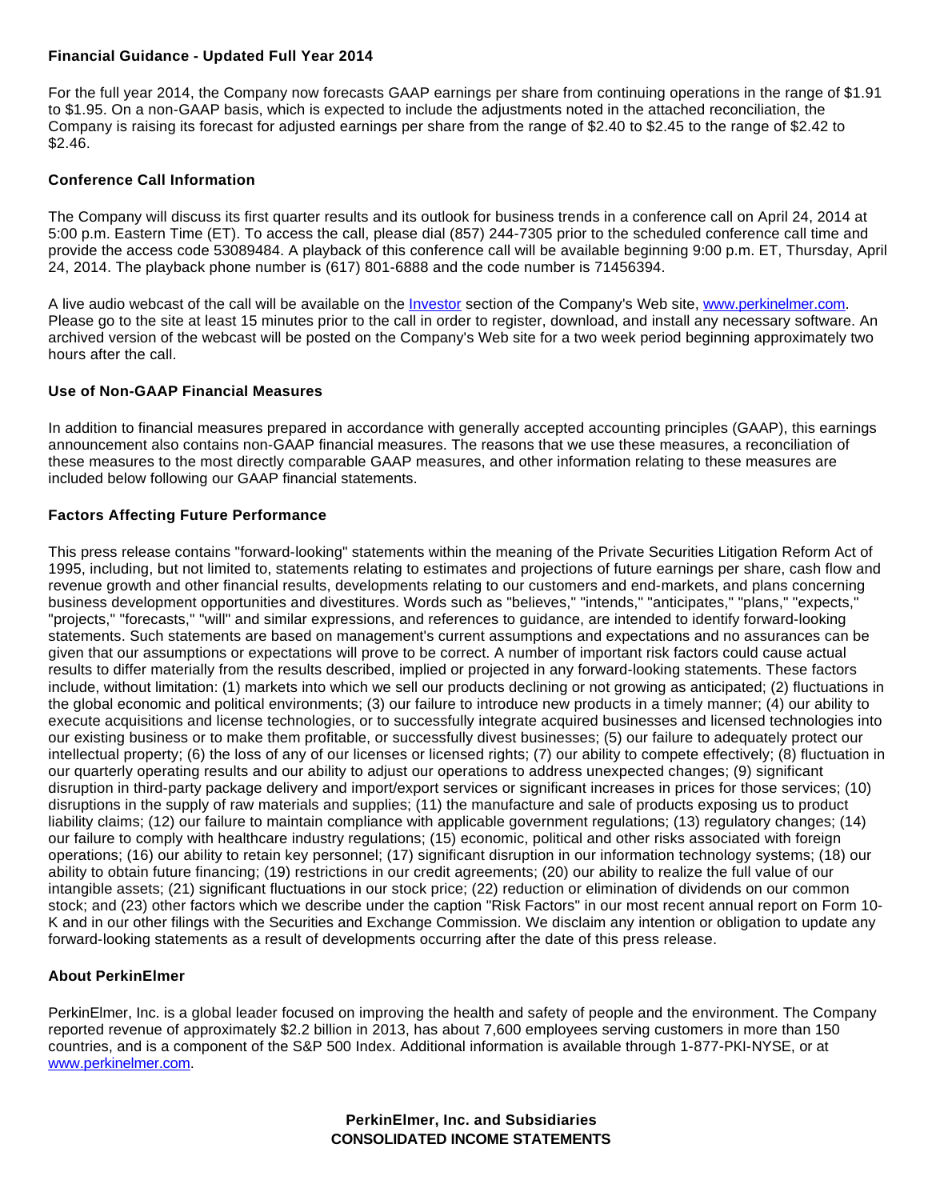**Financial Guidance - Updated Full Year 2014**

For the full year 2014, the Company now forecasts GAAP earnings per share from continuing operations in the range of $1.91 to $1.95. On a non-GAAP basis, which is expected to include the adjustments noted in the attached reconciliation, the Company is raising its forecast for adjusted earnings per share from the range of $2.40 to $2.45 to the range of $2.42 to $2.46.

**Conference Call Information**

The Company will discuss its first quarter results and its outlook for business trends in a conference call on April 24, 2014 at 5:00 p.m. Eastern Time (ET). To access the call, please dial (857) 244-7305 prior to the scheduled conference call time and provide the access code 53089484. A playback of this conference call will be available beginning 9:00 p.m. ET, Thursday, April 24, 2014. The playback phone number is (617) 801-6888 and the code number is 71456394.

A live audio webcast of the call will be available on the Investor section of the Company's Web site, www.perkinelmer.com. Please go to the site at least 15 minutes prior to the call in order to register, download, and install any necessary software. An archived version of the webcast will be posted on the Company's Web site for a two week period beginning approximately two hours after the call.

**Use of Non-GAAP Financial Measures**

In addition to financial measures prepared in accordance with generally accepted accounting principles (GAAP), this earnings announcement also contains non-GAAP financial measures. The reasons that we use these measures, a reconciliation of these measures to the most directly comparable GAAP measures, and other information relating to these measures are included below following our GAAP financial statements.

**Factors Affecting Future Performance**

This press release contains "forward-looking" statements within the meaning of the Private Securities Litigation Reform Act of 1995, including, but not limited to, statements relating to estimates and projections of future earnings per share, cash flow and revenue growth and other financial results, developments relating to our customers and end-markets, and plans concerning business development opportunities and divestitures. Words such as "believes," "intends," "anticipates," "plans," "expects," "projects," "forecasts," "will" and similar expressions, and references to guidance, are intended to identify forward-looking statements. Such statements are based on management's current assumptions and expectations and no assurances can be given that our assumptions or expectations will prove to be correct. A number of important risk factors could cause actual results to differ materially from the results described, implied or projected in any forward-looking statements. These factors include, without limitation: (1) markets into which we sell our products declining or not growing as anticipated; (2) fluctuations in the global economic and political environments; (3) our failure to introduce new products in a timely manner; (4) our ability to execute acquisitions and license technologies, or to successfully integrate acquired businesses and licensed technologies into our existing business or to make them profitable, or successfully divest businesses; (5) our failure to adequately protect our intellectual property; (6) the loss of any of our licenses or licensed rights; (7) our ability to compete effectively; (8) fluctuation in our quarterly operating results and our ability to adjust our operations to address unexpected changes; (9) significant disruption in third-party package delivery and import/export services or significant increases in prices for those services; (10) disruptions in the supply of raw materials and supplies; (11) the manufacture and sale of products exposing us to product liability claims; (12) our failure to maintain compliance with applicable government regulations; (13) regulatory changes; (14) our failure to comply with healthcare industry regulations; (15) economic, political and other risks associated with foreign operations; (16) our ability to retain key personnel; (17) significant disruption in our information technology systems; (18) our ability to obtain future financing; (19) restrictions in our credit agreements; (20) our ability to realize the full value of our intangible assets; (21) significant fluctuations in our stock price; (22) reduction or elimination of dividends on our common stock; and (23) other factors which we describe under the caption "Risk Factors" in our most recent annual report on Form 10-K and in our other filings with the Securities and Exchange Commission. We disclaim any intention or obligation to update any forward-looking statements as a result of developments occurring after the date of this press release.

**About PerkinElmer**

PerkinElmer, Inc. is a global leader focused on improving the health and safety of people and the environment. The Company reported revenue of approximately $2.2 billion in 2013, has about 7,600 employees serving customers in more than 150 countries, and is a component of the S&P 500 Index. Additional information is available through 1-877-PKI-NYSE, or at www.perkinelmer.com.

**PerkinElmer, Inc. and Subsidiaries**
**CONSOLIDATED INCOME STATEMENTS**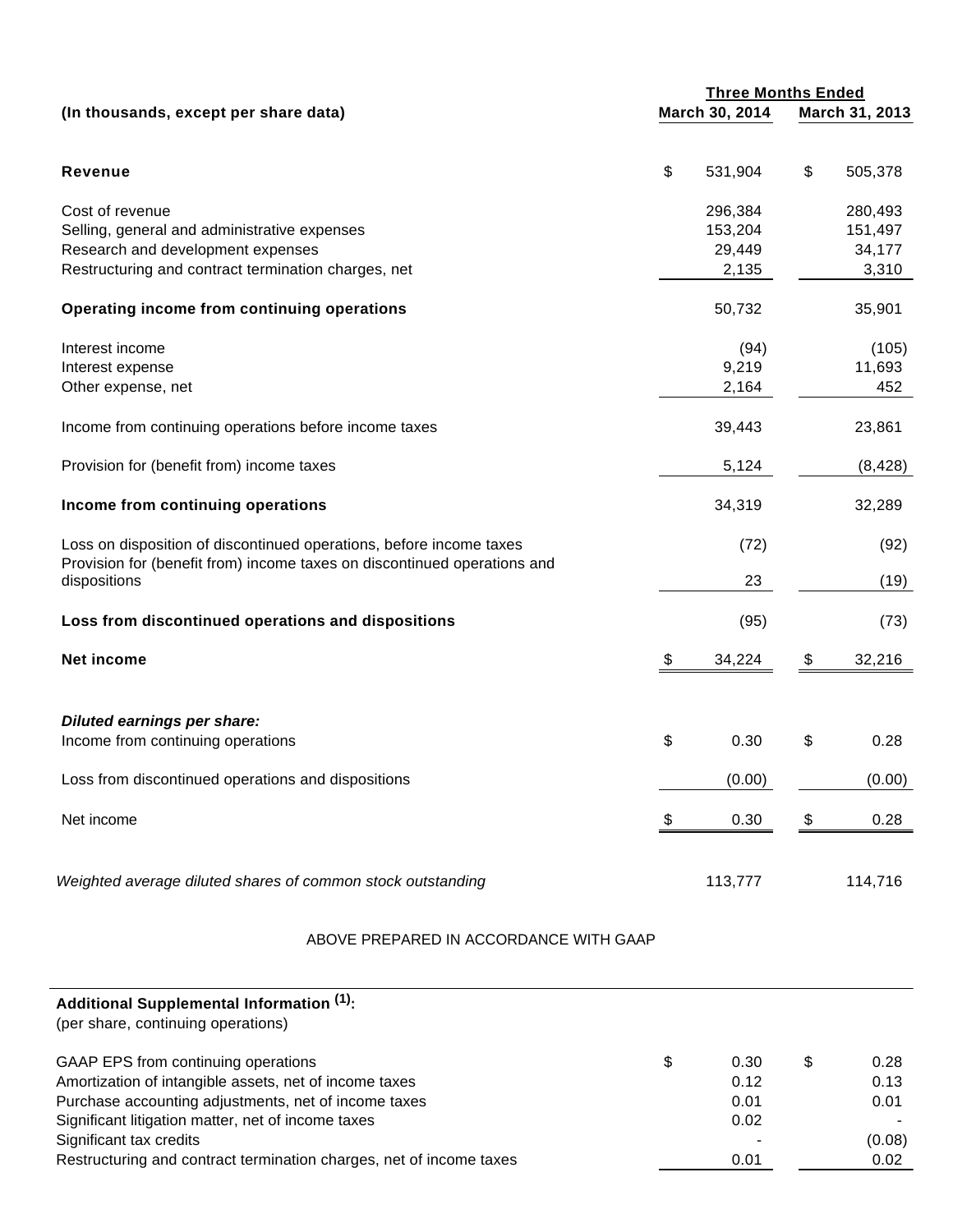| (In thousands, except per share data) | Three Months Ended March 30, 2014 | Three Months Ended March 31, 2013 |
|---|---|---|
| **Revenue** | $ 531,904 | $ 505,378 |
| Cost of revenue | 296,384 | 280,493 |
| Selling, general and administrative expenses | 153,204 | 151,497 |
| Research and development expenses | 29,449 | 34,177 |
| Restructuring and contract termination charges, net | 2,135 | 3,310 |
| **Operating income from continuing operations** | 50,732 | 35,901 |
| Interest income | (94) | (105) |
| Interest expense | 9,219 | 11,693 |
| Other expense, net | 2,164 | 452 |
| Income from continuing operations before income taxes | 39,443 | 23,861 |
| Provision for (benefit from) income taxes | 5,124 | (8,428) |
| **Income from continuing operations** | 34,319 | 32,289 |
| Loss on disposition of discontinued operations, before income taxes | (72) | (92) |
| Provision for (benefit from) income taxes on discontinued operations and dispositions | 23 | (19) |
| **Loss from discontinued operations and dispositions** | (95) | (73) |
| **Net income** | $ 34,224 | $ 32,216 |
| ***Diluted earnings per share:*** | | |
| Income from continuing operations | $ 0.30 | $ 0.28 |
| Loss from discontinued operations and dispositions | (0.00) | (0.00) |
| Net income | $ 0.30 | $ 0.28 |
| *Weighted average diluted shares of common stock outstanding* | 113,777 | 114,716 |

ABOVE PREPARED IN ACCORDANCE WITH GAAP

**Additional Supplemental Information [1]:**
(per share, continuing operations)

| | March 30, 2014 | March 31, 2013 |
|---|---|---|
| GAAP EPS from continuing operations | $ 0.30 | $ 0.28 |
| Amortization of intangible assets, net of income taxes | 0.12 | 0.13 |
| Purchase accounting adjustments, net of income taxes | 0.01 | 0.01 |
| Significant litigation matter, net of income taxes | 0.02 | - |
| Significant tax credits | - | (0.08) |
| Restructuring and contract termination charges, net of income taxes | 0.01 | 0.02 |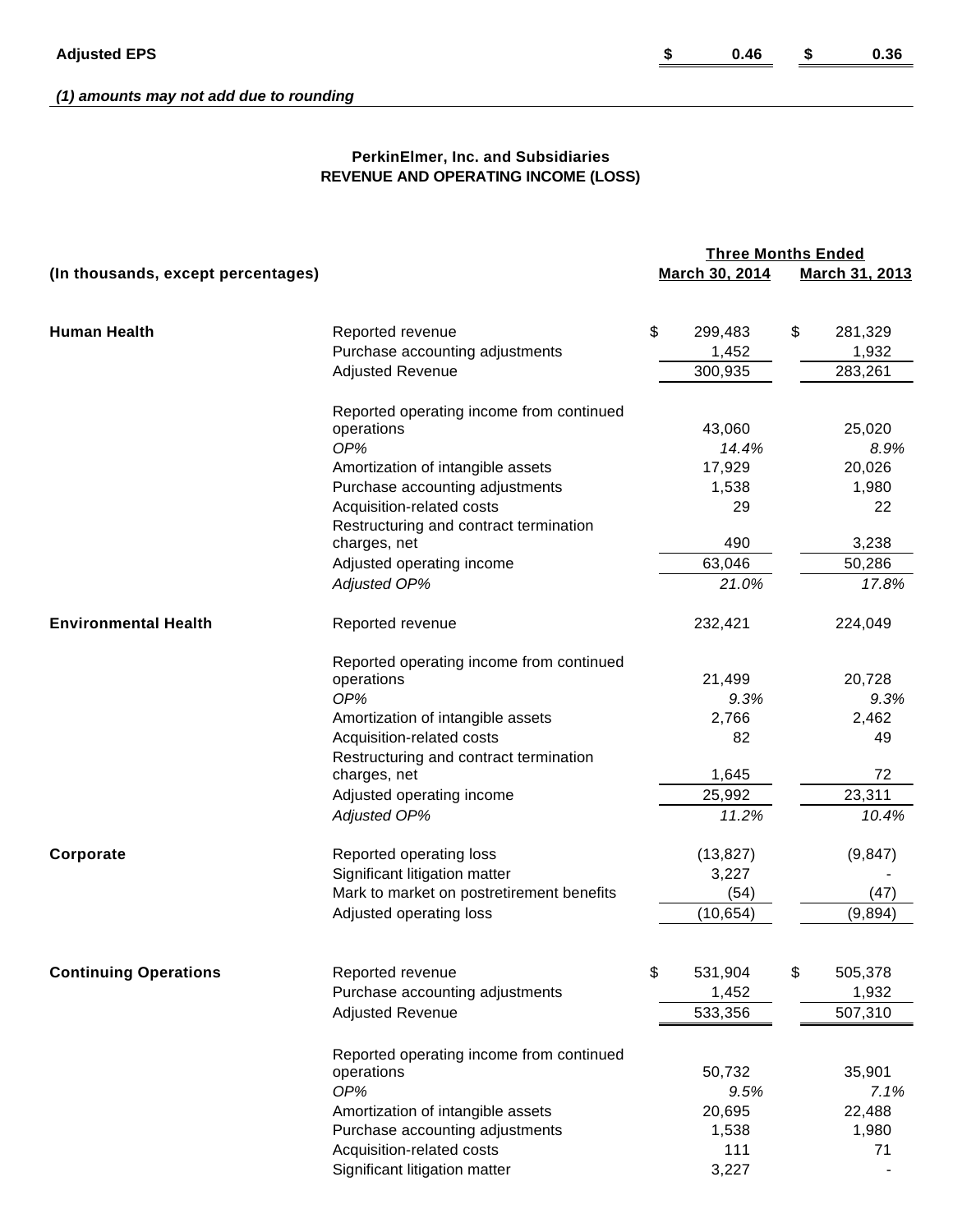| | | |
|---|---|---|
| **Adjusted EPS** | $ 0.46 | $ 0.36 |

***(1) amounts may not add due to rounding***

**PerkinElmer, Inc. and Subsidiaries**
**REVENUE AND OPERATING INCOME (LOSS)**

| **(In thousands, except percentages)** | | Three Months Ended March 30, 2014 | Three Months Ended March 31, 2013 |
|---|---|---|---|
| **Human Health** | Reported revenue | $ 299,483 | $ 281,329 |
| | Purchase accounting adjustments | 1,452 | 1,932 |
| | Adjusted Revenue | 300,935 | 283,261 |
| | | | |
| | Reported operating income from continued operations | 43,060 | 25,020 |
| | *OP%* | *14.4%* | *8.9%* |
| | Amortization of intangible assets | 17,929 | 20,026 |
| | Purchase accounting adjustments | 1,538 | 1,980 |
| | Acquisition-related costs | 29 | 22 |
| | Restructuring and contract termination charges, net | 490 | 3,238 |
| | Adjusted operating income | 63,046 | 50,286 |
| | *Adjusted OP%* | *21.0%* | *17.8%* |
| | | | |
| **Environmental Health** | Reported revenue | 232,421 | 224,049 |
| | | | |
| | Reported operating income from continued operations | 21,499 | 20,728 |
| | *OP%* | *9.3%* | *9.3%* |
| | Amortization of intangible assets | 2,766 | 2,462 |
| | Acquisition-related costs | 82 | 49 |
| | Restructuring and contract termination charges, net | 1,645 | 72 |
| | Adjusted operating income | 25,992 | 23,311 |
| | *Adjusted OP%* | *11.2%* | *10.4%* |
| | | | |
| **Corporate** | Reported operating loss | (13,827) | (9,847) |
| | Significant litigation matter | 3,227 | - |
| | Mark to market on postretirement benefits | (54) | (47) |
| | Adjusted operating loss | (10,654) | (9,894) |
| | | | |
| **Continuing Operations** | Reported revenue | $ 531,904 | $ 505,378 |
| | Purchase accounting adjustments | 1,452 | 1,932 |
| | Adjusted Revenue | 533,356 | 507,310 |
| | | | |
| | Reported operating income from continued operations | 50,732 | 35,901 |
| | *OP%* | *9.5%* | *7.1%* |
| | Amortization of intangible assets | 20,695 | 22,488 |
| | Purchase accounting adjustments | 1,538 | 1,980 |
| | Acquisition-related costs | 111 | 71 |
| | Significant litigation matter | 3,227 | - |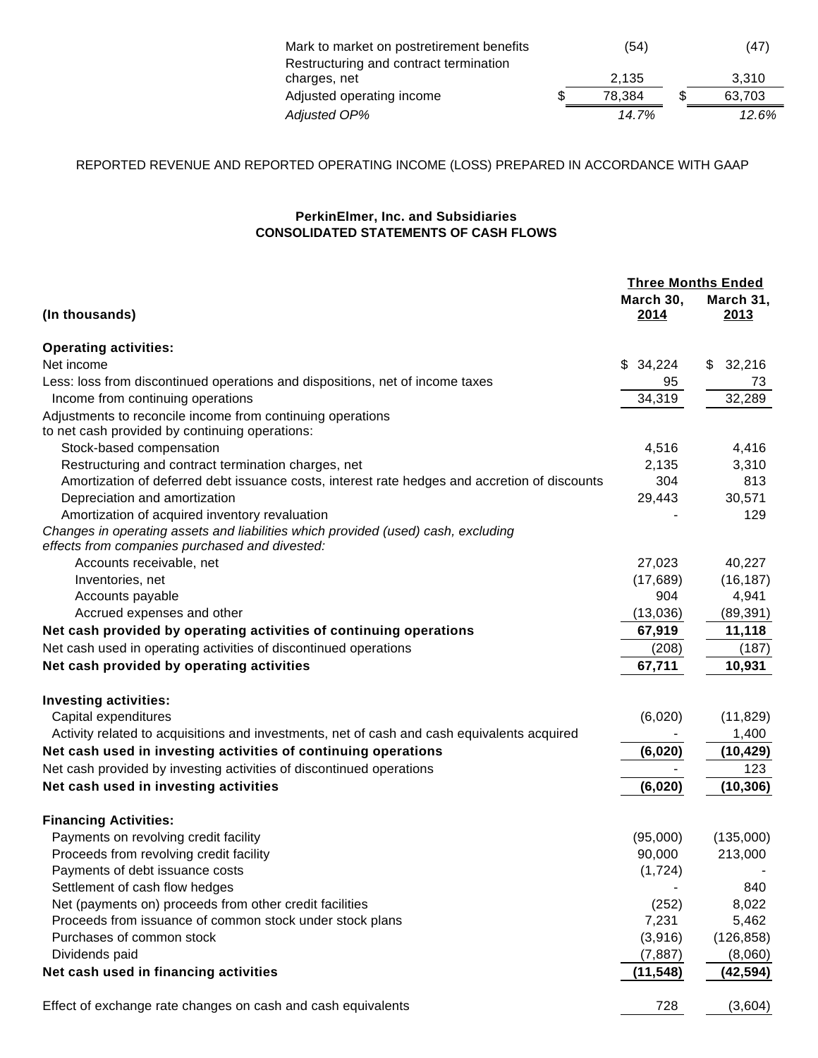| | | |
|---|---|---|
| Mark to market on postretirement benefits | (54) | (47) |
| Restructuring and contract termination charges, net | 2,135 | 3,310 |
| Adjusted operating income | $ 78,384 | $ 63,703 |
| *Adjusted OP%* | *14.7%* | *12.6%* |

REPORTED REVENUE AND REPORTED OPERATING INCOME (LOSS) PREPARED IN ACCORDANCE WITH GAAP

**PerkinElmer, Inc. and Subsidiaries**
**CONSOLIDATED STATEMENTS OF CASH FLOWS**

| **(In thousands)** | **Three Months Ended** | |
|---|---|---|
| | **March 30, 2014** | **March 31, 2013** |
| **Operating activities:** | | |
| Net income | $ 34,224 | $ 32,216 |
| Less: loss from discontinued operations and dispositions, net of income taxes | 95 | 73 |
| Income from continuing operations | 34,319 | 32,289 |
| Adjustments to reconcile income from continuing operations to net cash provided by continuing operations: | | |
| Stock-based compensation | 4,516 | 4,416 |
| Restructuring and contract termination charges, net | 2,135 | 3,310 |
| Amortization of deferred debt issuance costs, interest rate hedges and accretion of discounts | 304 | 813 |
| Depreciation and amortization | 29,443 | 30,571 |
| Amortization of acquired inventory revaluation | - | 129 |
| *Changes in operating assets and liabilities which provided (used) cash, excluding effects from companies purchased and divested:* | | |
| Accounts receivable, net | 27,023 | 40,227 |
| Inventories, net | (17,689) | (16,187) |
| Accounts payable | 904 | 4,941 |
| Accrued expenses and other | (13,036) | (89,391) |
| **Net cash provided by operating activities of continuing operations** | **67,919** | **11,118** |
| Net cash used in operating activities of discontinued operations | (208) | (187) |
| **Net cash provided by operating activities** | **67,711** | **10,931** |
| **Investing activities:** | | |
| Capital expenditures | (6,020) | (11,829) |
| Activity related to acquisitions and investments, net of cash and cash equivalents acquired | - | 1,400 |
| **Net cash used in investing activities of continuing operations** | **(6,020)** | **(10,429)** |
| Net cash provided by investing activities of discontinued operations | - | 123 |
| **Net cash used in investing activities** | **(6,020)** | **(10,306)** |
| **Financing Activities:** | | |
| Payments on revolving credit facility | (95,000) | (135,000) |
| Proceeds from revolving credit facility | 90,000 | 213,000 |
| Payments of debt issuance costs | (1,724) | - |
| Settlement of cash flow hedges | - | 840 |
| Net (payments on) proceeds from other credit facilities | (252) | 8,022 |
| Proceeds from issuance of common stock under stock plans | 7,231 | 5,462 |
| Purchases of common stock | (3,916) | (126,858) |
| Dividends paid | (7,887) | (8,060) |
| **Net cash used in financing activities** | **(11,548)** | **(42,594)** |
| Effect of exchange rate changes on cash and cash equivalents | 728 | (3,604) |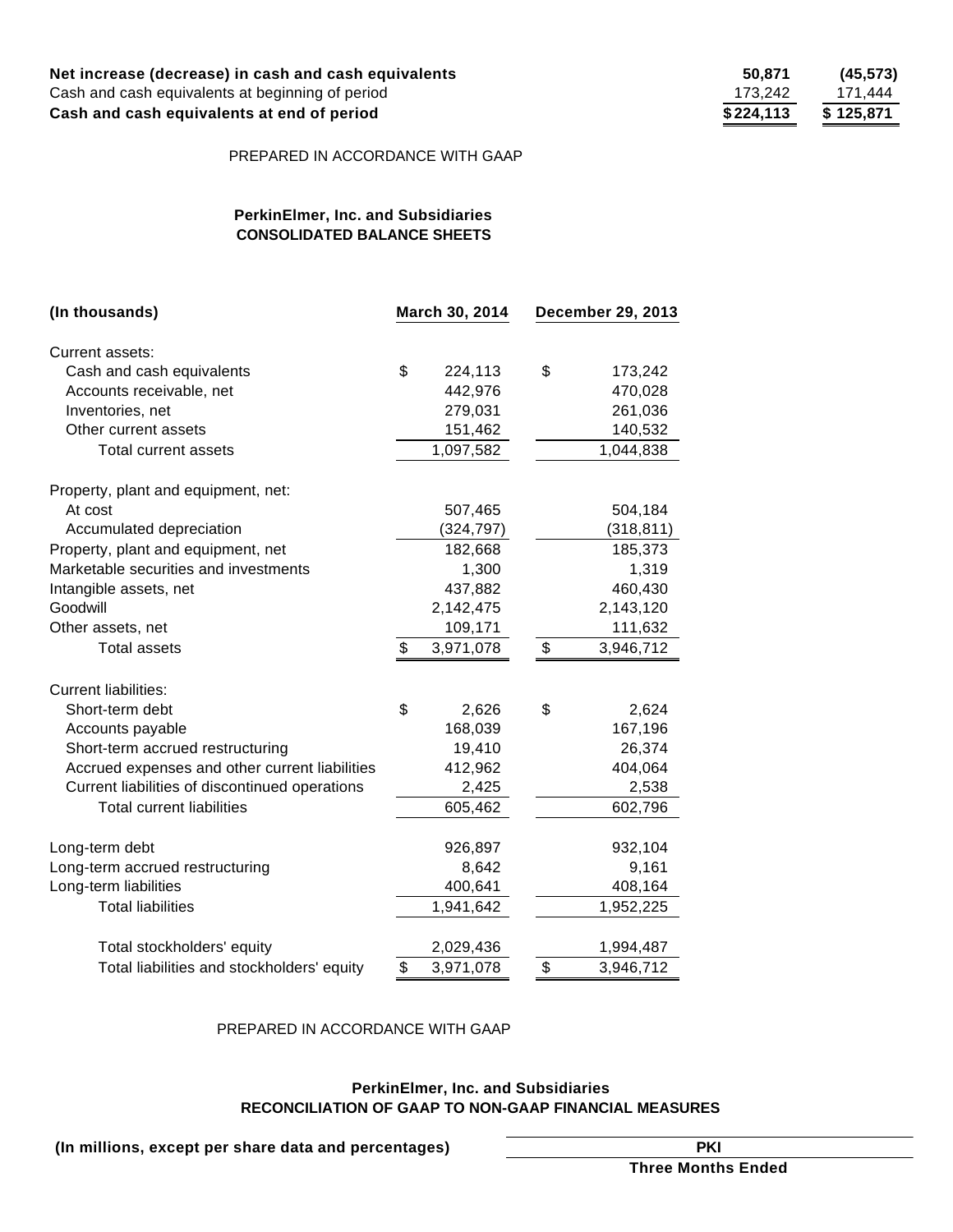| | | |
|---|---|---|
| **Net increase (decrease) in cash and cash equivalents** | **50,871** | **(45,573)** |
| Cash and cash equivalents at beginning of period | 173,242 | 171,444 |
| **Cash and cash equivalents at end of period** | **$224,113** | **$ 125,871** |

PREPARED IN ACCORDANCE WITH GAAP

**PerkinElmer, Inc. and Subsidiaries**
**CONSOLIDATED BALANCE SHEETS**

| **(In thousands)** | **March 30, 2014** | **December 29, 2013** |
|---|---|---|
| Current assets: | | |
| Cash and cash equivalents | $ 224,113 | $ 173,242 |
| Accounts receivable, net | 442,976 | 470,028 |
| Inventories, net | 279,031 | 261,036 |
| Other current assets | 151,462 | 140,532 |
| Total current assets | 1,097,582 | 1,044,838 |
| Property, plant and equipment, net: | | |
| At cost | 507,465 | 504,184 |
| Accumulated depreciation | (324,797) | (318,811) |
| Property, plant and equipment, net | 182,668 | 185,373 |
| Marketable securities and investments | 1,300 | 1,319 |
| Intangible assets, net | 437,882 | 460,430 |
| Goodwill | 2,142,475 | 2,143,120 |
| Other assets, net | 109,171 | 111,632 |
| Total assets | $ 3,971,078 | $ 3,946,712 |
| Current liabilities: | | |
| Short-term debt | $ 2,626 | $ 2,624 |
| Accounts payable | 168,039 | 167,196 |
| Short-term accrued restructuring | 19,410 | 26,374 |
| Accrued expenses and other current liabilities | 412,962 | 404,064 |
| Current liabilities of discontinued operations | 2,425 | 2,538 |
| Total current liabilities | 605,462 | 602,796 |
| Long-term debt | 926,897 | 932,104 |
| Long-term accrued restructuring | 8,642 | 9,161 |
| Long-term liabilities | 400,641 | 408,164 |
| Total liabilities | 1,941,642 | 1,952,225 |
| Total stockholders' equity | 2,029,436 | 1,994,487 |
| Total liabilities and stockholders' equity | $ 3,971,078 | $ 3,946,712 |

PREPARED IN ACCORDANCE WITH GAAP

**PerkinElmer, Inc. and Subsidiaries**
**RECONCILIATION OF GAAP TO NON-GAAP FINANCIAL MEASURES**

| **(In millions, except per share data and percentages)** | **PKI** |
|---|---|
| | **Three Months Ended** |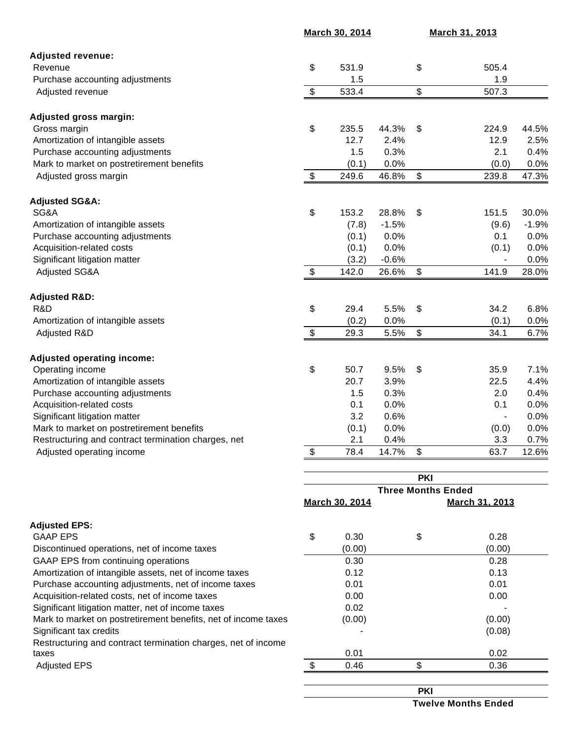| | March 30, 2014 | | March 31, 2013 | |
|---|---|---|---|---|
| **Adjusted revenue:** | | | | |
| Revenue | $ 531.9 | | $ 505.4 | |
| Purchase accounting adjustments | 1.5 | | 1.9 | |
| Adjusted revenue | $ 533.4 | | $ 507.3 | |
| **Adjusted gross margin:** | | | | |
| Gross margin | $ 235.5 | 44.3% | $ 224.9 | 44.5% |
| Amortization of intangible assets | 12.7 | 2.4% | 12.9 | 2.5% |
| Purchase accounting adjustments | 1.5 | 0.3% | 2.1 | 0.4% |
| Mark to market on postretirement benefits | (0.1) | 0.0% | (0.0) | 0.0% |
| Adjusted gross margin | $ 249.6 | 46.8% | $ 239.8 | 47.3% |
| **Adjusted SG&A:** | | | | |
| SG&A | $ 153.2 | 28.8% | $ 151.5 | 30.0% |
| Amortization of intangible assets | (7.8) | -1.5% | (9.6) | -1.9% |
| Purchase accounting adjustments | (0.1) | 0.0% | 0.1 | 0.0% |
| Acquisition-related costs | (0.1) | 0.0% | (0.1) | 0.0% |
| Significant litigation matter | (3.2) | -0.6% | - | 0.0% |
| Adjusted SG&A | $ 142.0 | 26.6% | $ 141.9 | 28.0% |
| **Adjusted R&D:** | | | | |
| R&D | $ 29.4 | 5.5% | $ 34.2 | 6.8% |
| Amortization of intangible assets | (0.2) | 0.0% | (0.1) | 0.0% |
| Adjusted R&D | $ 29.3 | 5.5% | $ 34.1 | 6.7% |
| **Adjusted operating income:** | | | | |
| Operating income | $ 50.7 | 9.5% | $ 35.9 | 7.1% |
| Amortization of intangible assets | 20.7 | 3.9% | 22.5 | 4.4% |
| Purchase accounting adjustments | 1.5 | 0.3% | 2.0 | 0.4% |
| Acquisition-related costs | 0.1 | 0.0% | 0.1 | 0.0% |
| Significant litigation matter | 3.2 | 0.6% | - | 0.0% |
| Mark to market on postretirement benefits | (0.1) | 0.0% | (0.0) | 0.0% |
| Restructuring and contract termination charges, net | 2.1 | 0.4% | 3.3 | 0.7% |
| Adjusted operating income | $ 78.4 | 14.7% | $ 63.7 | 12.6% |

| | PKI | |
|---|---|---|
| | Three Months Ended | |
| | March 30, 2014 | March 31, 2013 |
| **Adjusted EPS:** | | |
| GAAP EPS | $ 0.30 | $ 0.28 |
| Discontinued operations, net of income taxes | (0.00) | (0.00) |
| GAAP EPS from continuing operations | 0.30 | 0.28 |
| Amortization of intangible assets, net of income taxes | 0.12 | 0.13 |
| Purchase accounting adjustments, net of income taxes | 0.01 | 0.01 |
| Acquisition-related costs, net of income taxes | 0.00 | 0.00 |
| Significant litigation matter, net of income taxes | 0.02 | - |
| Mark to market on postretirement benefits, net of income taxes | (0.00) | (0.00) |
| Significant tax credits | - | (0.08) |
| Restructuring and contract termination charges, net of income taxes | 0.01 | 0.02 |
| Adjusted EPS | $ 0.46 | $ 0.36 |

| | PKI |
|---|---|
| | Twelve Months Ended |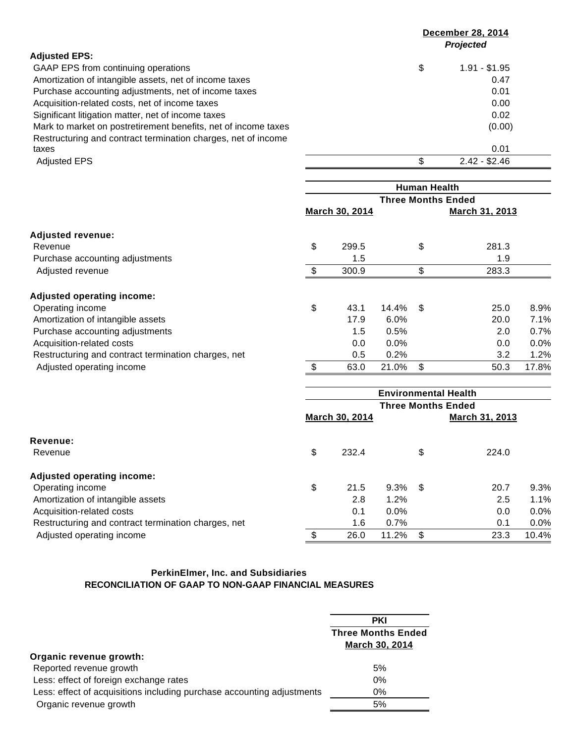| | December 28, 2014 |
|---|---|
| | *Projected* |
| **Adjusted EPS:** | |
| GAAP EPS from continuing operations | $ 1.91 - $1.95 |
| Amortization of intangible assets, net of income taxes | 0.47 |
| Purchase accounting adjustments, net of income taxes | 0.01 |
| Acquisition-related costs, net of income taxes | 0.00 |
| Significant litigation matter, net of income taxes | 0.02 |
| Mark to market on postretirement benefits, net of income taxes | (0.00) |
| Restructuring and contract termination charges, net of income taxes | 0.01 |
| Adjusted EPS | $ 2.42 - $2.46 |

| | Human Health | | | |
|---|---|---|---|---|
| | Three Months Ended | | | |
| | March 30, 2014 | | March 31, 2013 | |
| **Adjusted revenue:** | | | | |
| Revenue | $ 299.5 | | $ 281.3 | |
| Purchase accounting adjustments | 1.5 | | 1.9 | |
| Adjusted revenue | $ 300.9 | | $ 283.3 | |
| **Adjusted operating income:** | | | | |
| Operating income | $ 43.1 | 14.4% | $ 25.0 | 8.9% |
| Amortization of intangible assets | 17.9 | 6.0% | 20.0 | 7.1% |
| Purchase accounting adjustments | 1.5 | 0.5% | 2.0 | 0.7% |
| Acquisition-related costs | 0.0 | 0.0% | 0.0 | 0.0% |
| Restructuring and contract termination charges, net | 0.5 | 0.2% | 3.2 | 1.2% |
| Adjusted operating income | $ 63.0 | 21.0% | $ 50.3 | 17.8% |

| | Environmental Health | | | |
|---|---|---|---|---|
| | Three Months Ended | | | |
| | March 30, 2014 | | March 31, 2013 | |
| **Revenue:** | | | | |
| Revenue | $ 232.4 | | $ 224.0 | |
| **Adjusted operating income:** | | | | |
| Operating income | $ 21.5 | 9.3% | $ 20.7 | 9.3% |
| Amortization of intangible assets | 2.8 | 1.2% | 2.5 | 1.1% |
| Acquisition-related costs | 0.1 | 0.0% | 0.0 | 0.0% |
| Restructuring and contract termination charges, net | 1.6 | 0.7% | 0.1 | 0.0% |
| Adjusted operating income | $ 26.0 | 11.2% | $ 23.3 | 10.4% |

**PerkinElmer, Inc. and Subsidiaries**
**RECONCILIATION OF GAAP TO NON-GAAP FINANCIAL MEASURES**

| | PKI |
|---|---|
| | Three Months Ended |
| | March 30, 2014 |
| **Organic revenue growth:** | |
| Reported revenue growth | 5% |
| Less: effect of foreign exchange rates | 0% |
| Less: effect of acquisitions including purchase accounting adjustments | 0% |
| Organic revenue growth | 5% |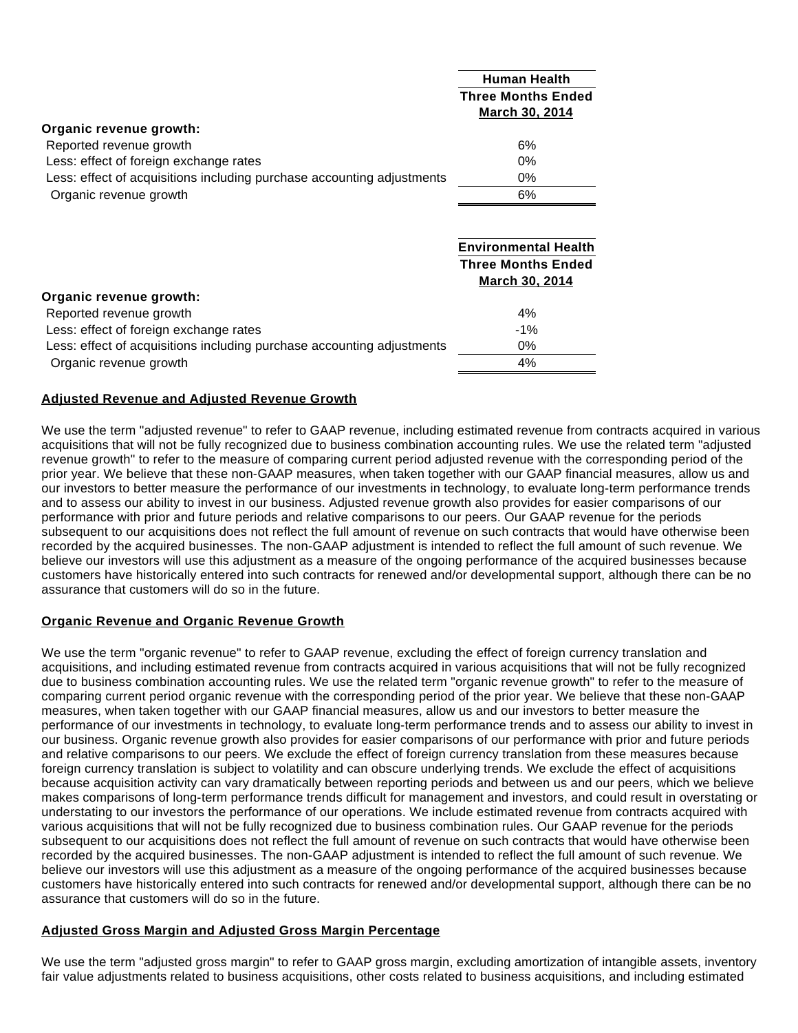| | Human Health |
|---|---|
| | Three Months Ended March 30, 2014 |
| **Organic revenue growth:** | |
| Reported revenue growth | 6% |
| Less: effect of foreign exchange rates | 0% |
| Less: effect of acquisitions including purchase accounting adjustments | 0% |
| Organic revenue growth | 6% |

| | Environmental Health |
|---|---|
| | Three Months Ended March 30, 2014 |
| **Organic revenue growth:** | |
| Reported revenue growth | 4% |
| Less: effect of foreign exchange rates | -1% |
| Less: effect of acquisitions including purchase accounting adjustments | 0% |
| Organic revenue growth | 4% |

## Adjusted Revenue and Adjusted Revenue Growth

We use the term "adjusted revenue" to refer to GAAP revenue, including estimated revenue from contracts acquired in various acquisitions that will not be fully recognized due to business combination accounting rules. We use the related term "adjusted revenue growth" to refer to the measure of comparing current period adjusted revenue with the corresponding period of the prior year. We believe that these non-GAAP measures, when taken together with our GAAP financial measures, allow us and our investors to better measure the performance of our investments in technology, to evaluate long-term performance trends and to assess our ability to invest in our business. Adjusted revenue growth also provides for easier comparisons of our performance with prior and future periods and relative comparisons to our peers. Our GAAP revenue for the periods subsequent to our acquisitions does not reflect the full amount of revenue on such contracts that would have otherwise been recorded by the acquired businesses. The non-GAAP adjustment is intended to reflect the full amount of such revenue. We believe our investors will use this adjustment as a measure of the ongoing performance of the acquired businesses because customers have historically entered into such contracts for renewed and/or developmental support, although there can be no assurance that customers will do so in the future.

## Organic Revenue and Organic Revenue Growth

We use the term "organic revenue" to refer to GAAP revenue, excluding the effect of foreign currency translation and acquisitions, and including estimated revenue from contracts acquired in various acquisitions that will not be fully recognized due to business combination accounting rules. We use the related term "organic revenue growth" to refer to the measure of comparing current period organic revenue with the corresponding period of the prior year. We believe that these non-GAAP measures, when taken together with our GAAP financial measures, allow us and our investors to better measure the performance of our investments in technology, to evaluate long-term performance trends and to assess our ability to invest in our business. Organic revenue growth also provides for easier comparisons of our performance with prior and future periods and relative comparisons to our peers. We exclude the effect of foreign currency translation from these measures because foreign currency translation is subject to volatility and can obscure underlying trends. We exclude the effect of acquisitions because acquisition activity can vary dramatically between reporting periods and between us and our peers, which we believe makes comparisons of long-term performance trends difficult for management and investors, and could result in overstating or understating to our investors the performance of our operations. We include estimated revenue from contracts acquired with various acquisitions that will not be fully recognized due to business combination rules. Our GAAP revenue for the periods subsequent to our acquisitions does not reflect the full amount of revenue on such contracts that would have otherwise been recorded by the acquired businesses. The non-GAAP adjustment is intended to reflect the full amount of such revenue. We believe our investors will use this adjustment as a measure of the ongoing performance of the acquired businesses because customers have historically entered into such contracts for renewed and/or developmental support, although there can be no assurance that customers will do so in the future.

## Adjusted Gross Margin and Adjusted Gross Margin Percentage

We use the term "adjusted gross margin" to refer to GAAP gross margin, excluding amortization of intangible assets, inventory fair value adjustments related to business acquisitions, other costs related to business acquisitions, and including estimated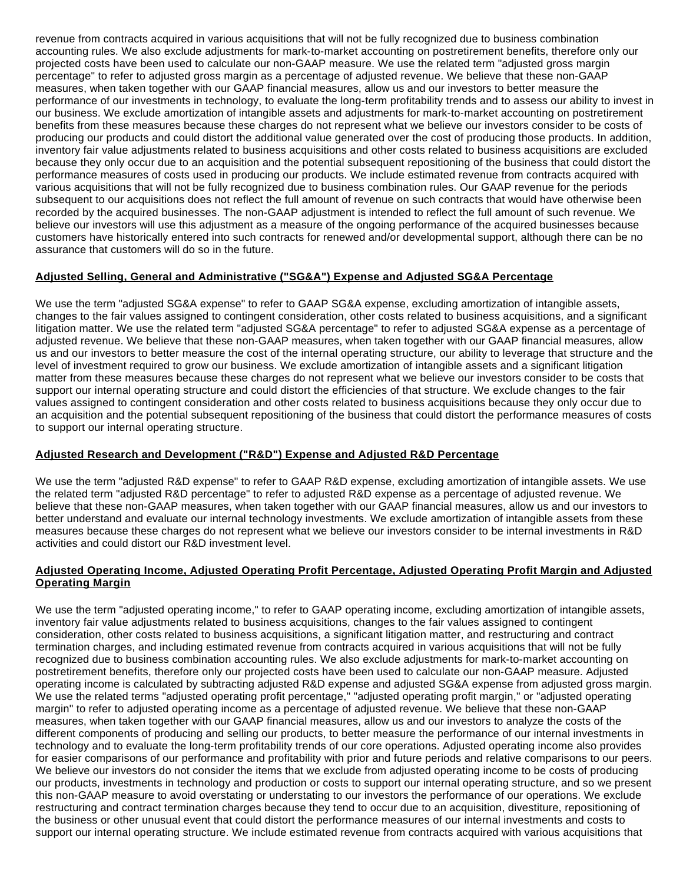revenue from contracts acquired in various acquisitions that will not be fully recognized due to business combination accounting rules. We also exclude adjustments for mark-to-market accounting on postretirement benefits, therefore only our projected costs have been used to calculate our non-GAAP measure. We use the related term "adjusted gross margin percentage" to refer to adjusted gross margin as a percentage of adjusted revenue. We believe that these non-GAAP measures, when taken together with our GAAP financial measures, allow us and our investors to better measure the performance of our investments in technology, to evaluate the long-term profitability trends and to assess our ability to invest in our business. We exclude amortization of intangible assets and adjustments for mark-to-market accounting on postretirement benefits from these measures because these charges do not represent what we believe our investors consider to be costs of producing our products and could distort the additional value generated over the cost of producing those products. In addition, inventory fair value adjustments related to business acquisitions and other costs related to business acquisitions are excluded because they only occur due to an acquisition and the potential subsequent repositioning of the business that could distort the performance measures of costs used in producing our products. We include estimated revenue from contracts acquired with various acquisitions that will not be fully recognized due to business combination rules. Our GAAP revenue for the periods subsequent to our acquisitions does not reflect the full amount of revenue on such contracts that would have otherwise been recorded by the acquired businesses. The non-GAAP adjustment is intended to reflect the full amount of such revenue. We believe our investors will use this adjustment as a measure of the ongoing performance of the acquired businesses because customers have historically entered into such contracts for renewed and/or developmental support, although there can be no assurance that customers will do so in the future.

**Adjusted Selling, General and Administrative ("SG&A") Expense and Adjusted SG&A Percentage**

We use the term "adjusted SG&A expense" to refer to GAAP SG&A expense, excluding amortization of intangible assets, changes to the fair values assigned to contingent consideration, other costs related to business acquisitions, and a significant litigation matter. We use the related term "adjusted SG&A percentage" to refer to adjusted SG&A expense as a percentage of adjusted revenue. We believe that these non-GAAP measures, when taken together with our GAAP financial measures, allow us and our investors to better measure the cost of the internal operating structure, our ability to leverage that structure and the level of investment required to grow our business. We exclude amortization of intangible assets and a significant litigation matter from these measures because these charges do not represent what we believe our investors consider to be costs that support our internal operating structure and could distort the efficiencies of that structure. We exclude changes to the fair values assigned to contingent consideration and other costs related to business acquisitions because they only occur due to an acquisition and the potential subsequent repositioning of the business that could distort the performance measures of costs to support our internal operating structure.

**Adjusted Research and Development ("R&D") Expense and Adjusted R&D Percentage**

We use the term "adjusted R&D expense" to refer to GAAP R&D expense, excluding amortization of intangible assets. We use the related term "adjusted R&D percentage" to refer to adjusted R&D expense as a percentage of adjusted revenue. We believe that these non-GAAP measures, when taken together with our GAAP financial measures, allow us and our investors to better understand and evaluate our internal technology investments. We exclude amortization of intangible assets from these measures because these charges do not represent what we believe our investors consider to be internal investments in R&D activities and could distort our R&D investment level.

**Adjusted Operating Income, Adjusted Operating Profit Percentage, Adjusted Operating Profit Margin and Adjusted Operating Margin**

We use the term "adjusted operating income," to refer to GAAP operating income, excluding amortization of intangible assets, inventory fair value adjustments related to business acquisitions, changes to the fair values assigned to contingent consideration, other costs related to business acquisitions, a significant litigation matter, and restructuring and contract termination charges, and including estimated revenue from contracts acquired in various acquisitions that will not be fully recognized due to business combination accounting rules. We also exclude adjustments for mark-to-market accounting on postretirement benefits, therefore only our projected costs have been used to calculate our non-GAAP measure. Adjusted operating income is calculated by subtracting adjusted R&D expense and adjusted SG&A expense from adjusted gross margin. We use the related terms "adjusted operating profit percentage," "adjusted operating profit margin," or "adjusted operating margin" to refer to adjusted operating income as a percentage of adjusted revenue. We believe that these non-GAAP measures, when taken together with our GAAP financial measures, allow us and our investors to analyze the costs of the different components of producing and selling our products, to better measure the performance of our internal investments in technology and to evaluate the long-term profitability trends of our core operations. Adjusted operating income also provides for easier comparisons of our performance and profitability with prior and future periods and relative comparisons to our peers. We believe our investors do not consider the items that we exclude from adjusted operating income to be costs of producing our products, investments in technology and production or costs to support our internal operating structure, and so we present this non-GAAP measure to avoid overstating or understating to our investors the performance of our operations. We exclude restructuring and contract termination charges because they tend to occur due to an acquisition, divestiture, repositioning of the business or other unusual event that could distort the performance measures of our internal investments and costs to support our internal operating structure. We include estimated revenue from contracts acquired with various acquisitions that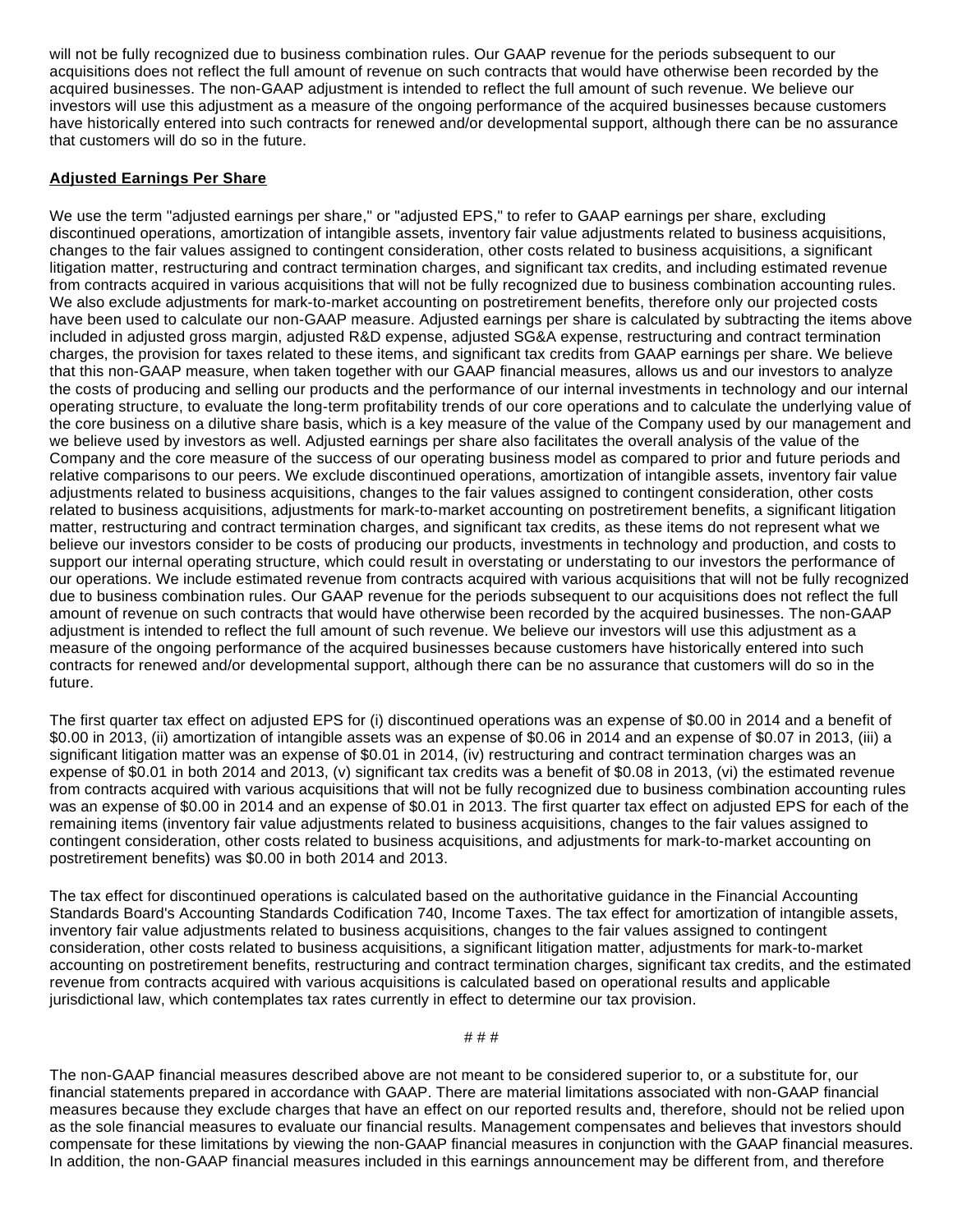will not be fully recognized due to business combination rules. Our GAAP revenue for the periods subsequent to our acquisitions does not reflect the full amount of revenue on such contracts that would have otherwise been recorded by the acquired businesses. The non-GAAP adjustment is intended to reflect the full amount of such revenue. We believe our investors will use this adjustment as a measure of the ongoing performance of the acquired businesses because customers have historically entered into such contracts for renewed and/or developmental support, although there can be no assurance that customers will do so in the future.

**Adjusted Earnings Per Share**

We use the term "adjusted earnings per share," or "adjusted EPS," to refer to GAAP earnings per share, excluding discontinued operations, amortization of intangible assets, inventory fair value adjustments related to business acquisitions, changes to the fair values assigned to contingent consideration, other costs related to business acquisitions, a significant litigation matter, restructuring and contract termination charges, and significant tax credits, and including estimated revenue from contracts acquired in various acquisitions that will not be fully recognized due to business combination accounting rules. We also exclude adjustments for mark-to-market accounting on postretirement benefits, therefore only our projected costs have been used to calculate our non-GAAP measure. Adjusted earnings per share is calculated by subtracting the items above included in adjusted gross margin, adjusted R&D expense, adjusted SG&A expense, restructuring and contract termination charges, the provision for taxes related to these items, and significant tax credits from GAAP earnings per share. We believe that this non-GAAP measure, when taken together with our GAAP financial measures, allows us and our investors to analyze the costs of producing and selling our products and the performance of our internal investments in technology and our internal operating structure, to evaluate the long-term profitability trends of our core operations and to calculate the underlying value of the core business on a dilutive share basis, which is a key measure of the value of the Company used by our management and we believe used by investors as well. Adjusted earnings per share also facilitates the overall analysis of the value of the Company and the core measure of the success of our operating business model as compared to prior and future periods and relative comparisons to our peers. We exclude discontinued operations, amortization of intangible assets, inventory fair value adjustments related to business acquisitions, changes to the fair values assigned to contingent consideration, other costs related to business acquisitions, adjustments for mark-to-market accounting on postretirement benefits, a significant litigation matter, restructuring and contract termination charges, and significant tax credits, as these items do not represent what we believe our investors consider to be costs of producing our products, investments in technology and production, and costs to support our internal operating structure, which could result in overstating or understating to our investors the performance of our operations. We include estimated revenue from contracts acquired with various acquisitions that will not be fully recognized due to business combination rules. Our GAAP revenue for the periods subsequent to our acquisitions does not reflect the full amount of revenue on such contracts that would have otherwise been recorded by the acquired businesses. The non-GAAP adjustment is intended to reflect the full amount of such revenue. We believe our investors will use this adjustment as a measure of the ongoing performance of the acquired businesses because customers have historically entered into such contracts for renewed and/or developmental support, although there can be no assurance that customers will do so in the future.

The first quarter tax effect on adjusted EPS for (i) discontinued operations was an expense of $0.00 in 2014 and a benefit of $0.00 in 2013, (ii) amortization of intangible assets was an expense of $0.06 in 2014 and an expense of $0.07 in 2013, (iii) a significant litigation matter was an expense of $0.01 in 2014, (iv) restructuring and contract termination charges was an expense of $0.01 in both 2014 and 2013, (v) significant tax credits was a benefit of $0.08 in 2013, (vi) the estimated revenue from contracts acquired with various acquisitions that will not be fully recognized due to business combination accounting rules was an expense of $0.00 in 2014 and an expense of $0.01 in 2013. The first quarter tax effect on adjusted EPS for each of the remaining items (inventory fair value adjustments related to business acquisitions, changes to the fair values assigned to contingent consideration, other costs related to business acquisitions, and adjustments for mark-to-market accounting on postretirement benefits) was $0.00 in both 2014 and 2013.

The tax effect for discontinued operations is calculated based on the authoritative guidance in the Financial Accounting Standards Board's Accounting Standards Codification 740, Income Taxes. The tax effect for amortization of intangible assets, inventory fair value adjustments related to business acquisitions, changes to the fair values assigned to contingent consideration, other costs related to business acquisitions, a significant litigation matter, adjustments for mark-to-market accounting on postretirement benefits, restructuring and contract termination charges, significant tax credits, and the estimated revenue from contracts acquired with various acquisitions is calculated based on operational results and applicable jurisdictional law, which contemplates tax rates currently in effect to determine our tax provision.

# # #

The non-GAAP financial measures described above are not meant to be considered superior to, or a substitute for, our financial statements prepared in accordance with GAAP. There are material limitations associated with non-GAAP financial measures because they exclude charges that have an effect on our reported results and, therefore, should not be relied upon as the sole financial measures to evaluate our financial results. Management compensates and believes that investors should compensate for these limitations by viewing the non-GAAP financial measures in conjunction with the GAAP financial measures. In addition, the non-GAAP financial measures included in this earnings announcement may be different from, and therefore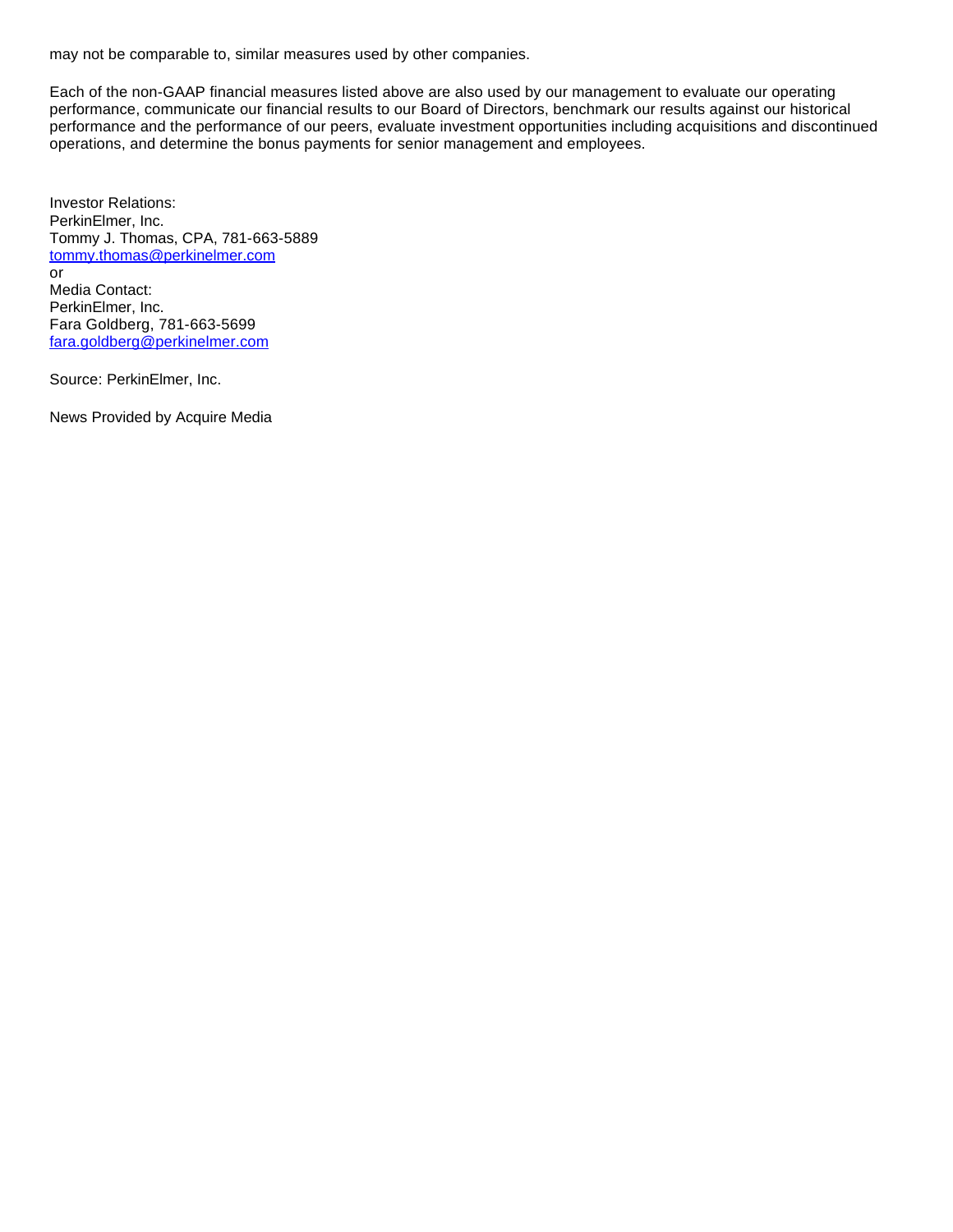may not be comparable to, similar measures used by other companies.

Each of the non-GAAP financial measures listed above are also used by our management to evaluate our operating performance, communicate our financial results to our Board of Directors, benchmark our results against our historical performance and the performance of our peers, evaluate investment opportunities including acquisitions and discontinued operations, and determine the bonus payments for senior management and employees.

Investor Relations:  
PerkinElmer, Inc.  
Tommy J. Thomas, CPA, 781-663-5889  
tommy.thomas@perkinelmer.com  
or  
Media Contact:  
PerkinElmer, Inc.  
Fara Goldberg, 781-663-5699  
fara.goldberg@perkinelmer.com

Source: PerkinElmer, Inc.

News Provided by Acquire Media